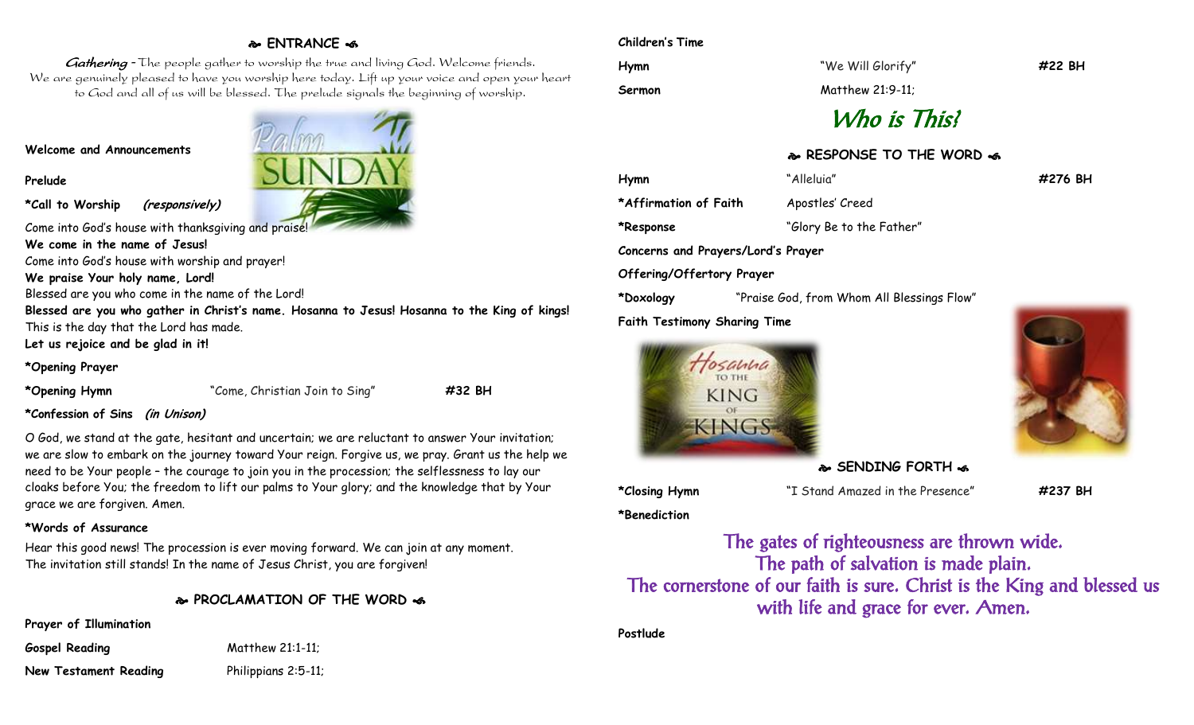## ❧ ENTRANCE ☙

*Gathering* – The people gather to worship the true and living God. Welcome friends. We are genuinely pleased to have you worship here today. Lift up your voice and open your heart to God and all of us will be blessed. The prelude signals the beginning of worship.

**Welcome and Announcements**

**Prelude**

***Call to Worship** *(responsively)***

Come into God's house with thanksgiving and praise!
**We come in the name of Jesus!**
Come into God's house with worship and prayer!
**We praise Your holy name, Lord!**
Blessed are you who come in the name of the Lord!
**Blessed are you who gather in Christ's name. Hosanna to Jesus! Hosanna to the King of kings!**
This is the day that the Lord has made.
**Let us rejoice and be glad in it!**

***Opening Prayer**

***Opening Hymn** "Come, Christian Join to Sing" **#32 BH**

***Confession of Sins** *(in Unison)*

O God, we stand at the gate, hesitant and uncertain; we are reluctant to answer Your invitation; we are slow to embark on the journey toward Your reign. Forgive us, we pray. Grant us the help we need to be Your people – the courage to join you in the procession; the selflessness to lay our cloaks before You; the freedom to lift our palms to Your glory; and the knowledge that by Your grace we are forgiven. Amen.

***Words of Assurance**

Hear this good news! The procession is ever moving forward. We can join at any moment. The invitation still stands! In the name of Jesus Christ, you are forgiven!

## ❧ PROCLAMATION OF THE WORD ☙

**Prayer of Illumination**

**Gospel Reading** Matthew 21:1-11;

**New Testament Reading** Philippians 2:5-11;

**Children's Time**

**Hymn** "We Will Glorify" **#22 BH**

**Sermon** Matthew 21:9-11;

# *Who is This?*

## ❧ RESPONSE TO THE WORD ☙

**Hymn** "Alleluia" **#276 BH**

***Affirmation of Faith** Apostles' Creed

***Response** "Glory Be to the Father"

**Concerns and Prayers/Lord's Prayer**

**Offering/Offertory Prayer**

***Doxology** "Praise God, from Whom All Blessings Flow"

**Faith Testimony Sharing Time**

## ❧ SENDING FORTH ☙

***Closing Hymn** "I Stand Amazed in the Presence" **#237 BH**

***Benediction**

The gates of righteousness are thrown wide.
The path of salvation is made plain.
The cornerstone of our faith is sure. Christ is the King and blessed us with life and grace for ever. Amen.

**Postlude**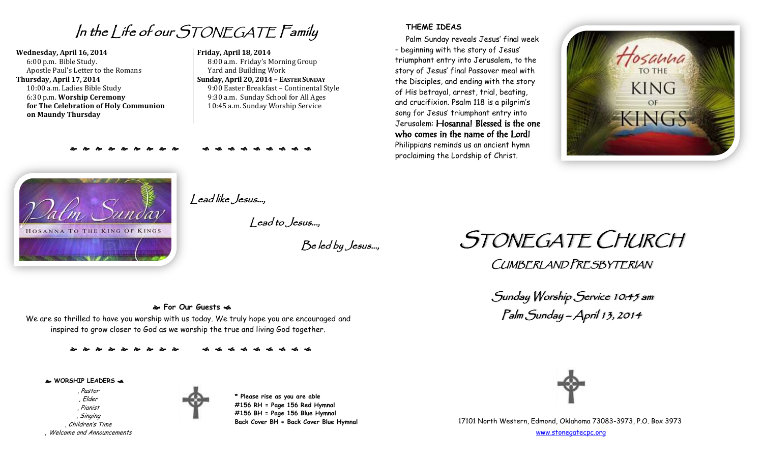# In the Life of our STONEGATE Family

**Wednesday, April 16, 2014**
6:00 p.m. Bible Study.
Apostle Paul's Letter to the Romans

**Thursday, April 17, 2014**
10:00 a.m. Ladies Bible Study
6:30 p.m. **Worship Ceremony for The Celebration of Holy Communion on Maundy Thursday**

**Friday, April 18, 2014**
8:00 a.m. Friday's Morning Group
Yard and Building Work

**Sunday, April 20, 2014 – EASTER SUNDAY**
9:00 Easter Breakfast – Continental Style
9:30 a.m. Sunday School for All Ages
10:45 a.m. Sunday Worship Service

Lead like Jesus…,

Lead to Jesus…,

Be led by Jesus…,

**For Our Guests**

We are so thrilled to have you worship with us today. We truly hope you are encouraged and inspired to grow closer to God as we worship the true and living God together.

**WORSHIP LEADERS**

*, Pastor*
*, Elder*
*, Pianist*
*, Singing*
*, Children's Time*
*, Welcome and Announcements*

**\* Please rise as you are able**
**#156 RH = Page 156 Red Hymnal**
**#156 BH = Page 156 Blue Hymnal**
**Back Cover BH = Back Cover Blue Hymnal**

**THEME IDEAS**

Palm Sunday reveals Jesus' final week – beginning with the story of Jesus' triumphant entry into Jerusalem, to the story of Jesus' final Passover meal with the Disciples, and ending with the story of His betrayal, arrest, trial, beating, and crucifixion. Psalm 118 is a pilgrim's song for Jesus' triumphant entry into Jerusalem: **Hosanna! Blessed is the one who comes in the name of the Lord!** Philippians reminds us an ancient hymn proclaiming the Lordship of Christ.

# STONEGATE CHURCH

## CUMBERLAND PRESBYTERIAN

Sunday Worship Service 10:45 am
Palm Sunday – April 13, 2014

17101 North Western, Edmond, Oklahoma 73083-3973, P.O. Box 3973
www.stonegatecpc.org